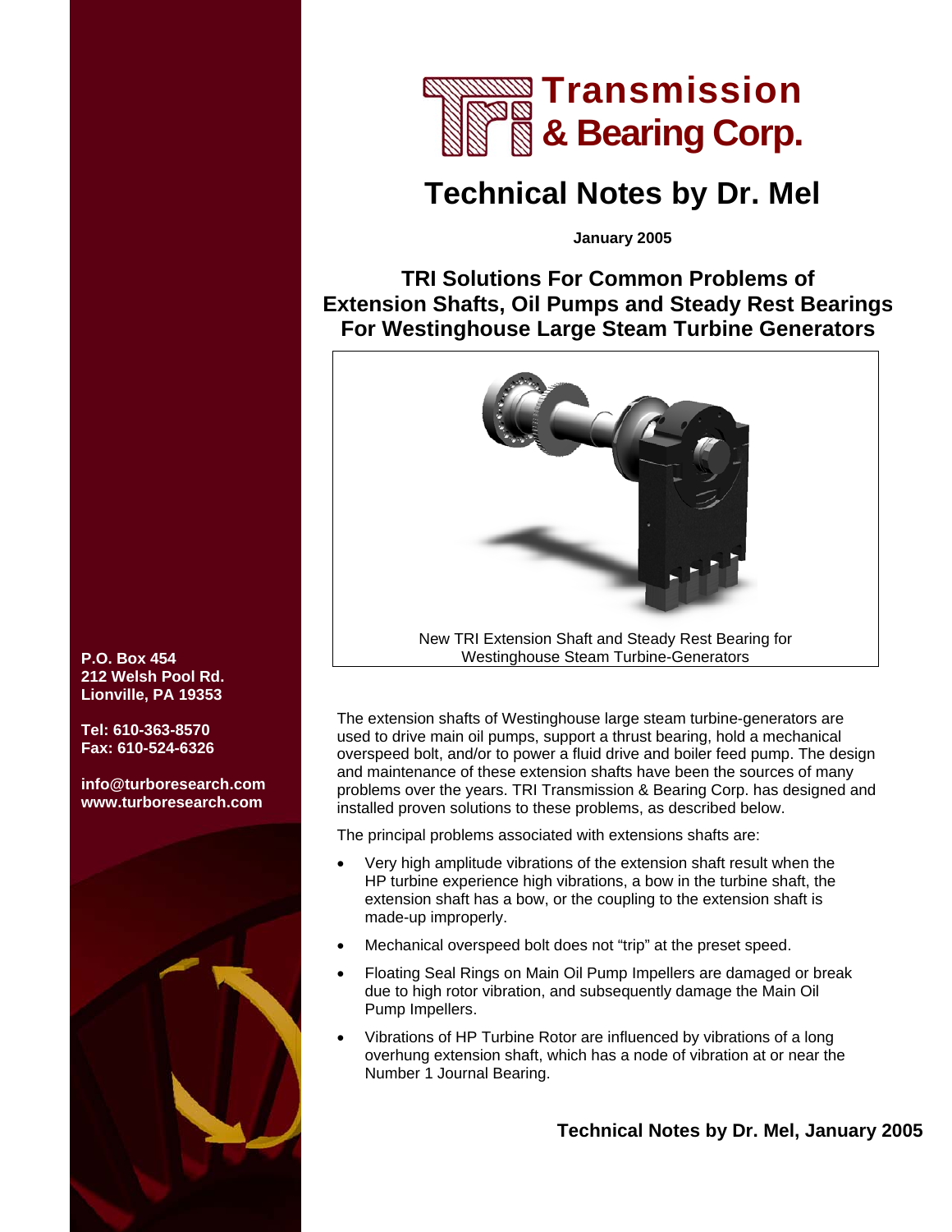# Transmission & Bearing Corp.

## Technical Notes by Dr. Mel

**January 2005**

### TRI Solutions For Common Problems of Extension Shafts, Oil Pumps and Steady Rest Bearings For Westinghouse Large Steam Turbine Generators

New TRI Extension Shaft and Steady Rest Bearing for Westinghouse Steam Turbine-Generators

**P.O. Box 454**
**212 Welsh Pool Rd.**
**Lionville, PA 19353**

**Tel: 610-363-8570**
**Fax: 610-524-6326**

**info@turboresearch.com**
**www.turboresearch.com**

The extension shafts of Westinghouse large steam turbine-generators are used to drive main oil pumps, support a thrust bearing, hold a mechanical overspeed bolt, and/or to power a fluid drive and boiler feed pump. The design and maintenance of these extension shafts have been the sources of many problems over the years. TRI Transmission & Bearing Corp. has designed and installed proven solutions to these problems, as described below.

The principal problems associated with extensions shafts are:

- Very high amplitude vibrations of the extension shaft result when the HP turbine experience high vibrations, a bow in the turbine shaft, the extension shaft has a bow, or the coupling to the extension shaft is made-up improperly.
- Mechanical overspeed bolt does not "trip" at the preset speed.
- Floating Seal Rings on Main Oil Pump Impellers are damaged or break due to high rotor vibration, and subsequently damage the Main Oil Pump Impellers.
- Vibrations of HP Turbine Rotor are influenced by vibrations of a long overhung extension shaft, which has a node of vibration at or near the Number 1 Journal Bearing.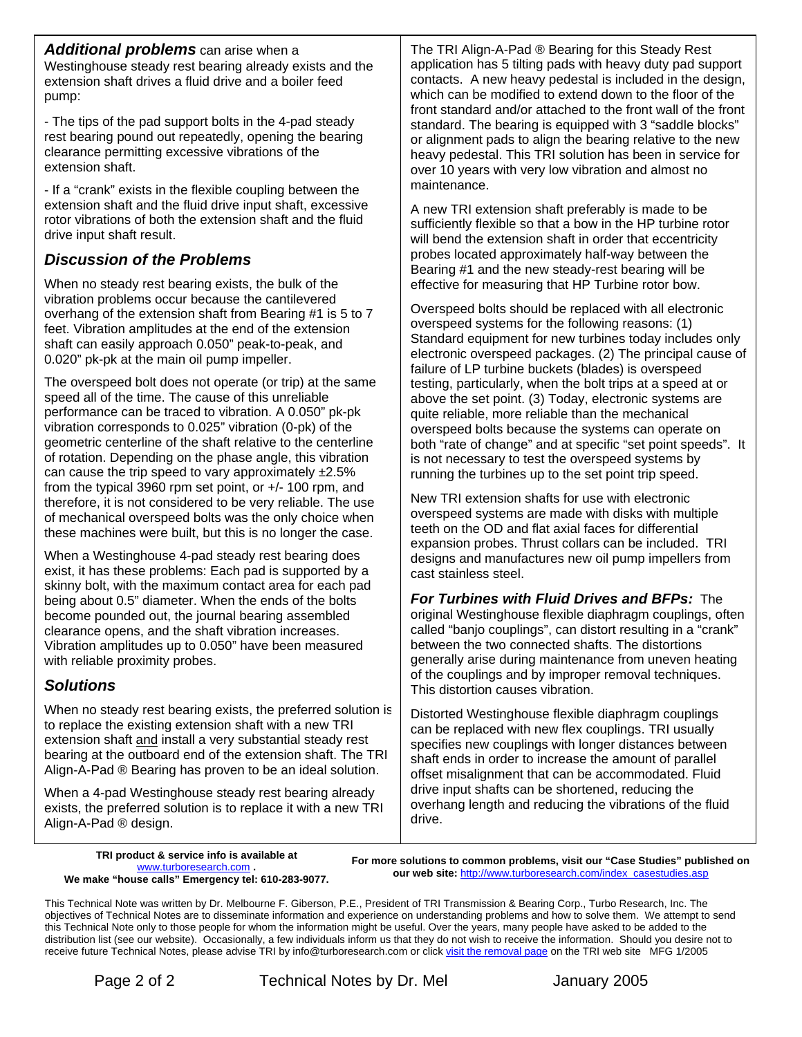***Additional problems*** can arise when a Westinghouse steady rest bearing already exists and the extension shaft drives a fluid drive and a boiler feed pump:

- The tips of the pad support bolts in the 4-pad steady rest bearing pound out repeatedly, opening the bearing clearance permitting excessive vibrations of the extension shaft.

- If a "crank" exists in the flexible coupling between the extension shaft and the fluid drive input shaft, excessive rotor vibrations of both the extension shaft and the fluid drive input shaft result.

## *Discussion of the Problems*

When no steady rest bearing exists, the bulk of the vibration problems occur because the cantilevered overhang of the extension shaft from Bearing #1 is 5 to 7 feet. Vibration amplitudes at the end of the extension shaft can easily approach 0.050" peak-to-peak, and 0.020" pk-pk at the main oil pump impeller.

The overspeed bolt does not operate (or trip) at the same speed all of the time. The cause of this unreliable performance can be traced to vibration. A 0.050" pk-pk vibration corresponds to 0.025" vibration (0-pk) of the geometric centerline of the shaft relative to the centerline of rotation. Depending on the phase angle, this vibration can cause the trip speed to vary approximately ±2.5% from the typical 3960 rpm set point, or +/- 100 rpm, and therefore, it is not considered to be very reliable. The use of mechanical overspeed bolts was the only choice when these machines were built, but this is no longer the case.

When a Westinghouse 4-pad steady rest bearing does exist, it has these problems: Each pad is supported by a skinny bolt, with the maximum contact area for each pad being about 0.5" diameter. When the ends of the bolts become pounded out, the journal bearing assembled clearance opens, and the shaft vibration increases. Vibration amplitudes up to 0.050" have been measured with reliable proximity probes.

## *Solutions*

When no steady rest bearing exists, the preferred solution is to replace the existing extension shaft with a new TRI extension shaft and install a very substantial steady rest bearing at the outboard end of the extension shaft. The TRI Align-A-Pad ® Bearing has proven to be an ideal solution.

When a 4-pad Westinghouse steady rest bearing already exists, the preferred solution is to replace it with a new TRI Align-A-Pad ® design.

The TRI Align-A-Pad ® Bearing for this Steady Rest application has 5 tilting pads with heavy duty pad support contacts. A new heavy pedestal is included in the design, which can be modified to extend down to the floor of the front standard and/or attached to the front wall of the front standard. The bearing is equipped with 3 "saddle blocks" or alignment pads to align the bearing relative to the new heavy pedestal. This TRI solution has been in service for over 10 years with very low vibration and almost no maintenance.

A new TRI extension shaft preferably is made to be sufficiently flexible so that a bow in the HP turbine rotor will bend the extension shaft in order that eccentricity probes located approximately half-way between the Bearing #1 and the new steady-rest bearing will be effective for measuring that HP Turbine rotor bow.

Overspeed bolts should be replaced with all electronic overspeed systems for the following reasons: (1) Standard equipment for new turbines today includes only electronic overspeed packages. (2) The principal cause of failure of LP turbine buckets (blades) is overspeed testing, particularly, when the bolt trips at a speed at or above the set point. (3) Today, electronic systems are quite reliable, more reliable than the mechanical overspeed bolts because the systems can operate on both "rate of change" and at specific "set point speeds". It is not necessary to test the overspeed systems by running the turbines up to the set point trip speed.

New TRI extension shafts for use with electronic overspeed systems are made with disks with multiple teeth on the OD and flat axial faces for differential expansion probes. Thrust collars can be included. TRI designs and manufactures new oil pump impellers from cast stainless steel.

***For Turbines with Fluid Drives and BFPs:*** The original Westinghouse flexible diaphragm couplings, often called "banjo couplings", can distort resulting in a "crank" between the two connected shafts. The distortions generally arise during maintenance from uneven heating of the couplings and by improper removal techniques. This distortion causes vibration.

Distorted Westinghouse flexible diaphragm couplings can be replaced with new flex couplings. TRI usually specifies new couplings with longer distances between shaft ends in order to increase the amount of parallel offset misalignment that can be accommodated. Fluid drive input shafts can be shortened, reducing the overhang length and reducing the vibrations of the fluid drive.

**TRI product & service info is available at** www.turboresearch.com **.**
**We make "house calls" Emergency tel: 610-283-9077.**

**For more solutions to common problems, visit our "Case Studies" published on our web site:** http://www.turboresearch.com/index_casestudies.asp

This Technical Note was written by Dr. Melbourne F. Giberson, P.E., President of TRI Transmission & Bearing Corp., Turbo Research, Inc. The objectives of Technical Notes are to disseminate information and experience on understanding problems and how to solve them. We attempt to send this Technical Note only to those people for whom the information might be useful. Over the years, many people have asked to be added to the distribution list (see our website). Occasionally, a few individuals inform us that they do not wish to receive the information. Should you desire not to receive future Technical Notes, please advise TRI by info@turboresearch.com or click visit the removal page on the TRI web site MFG 1/2005